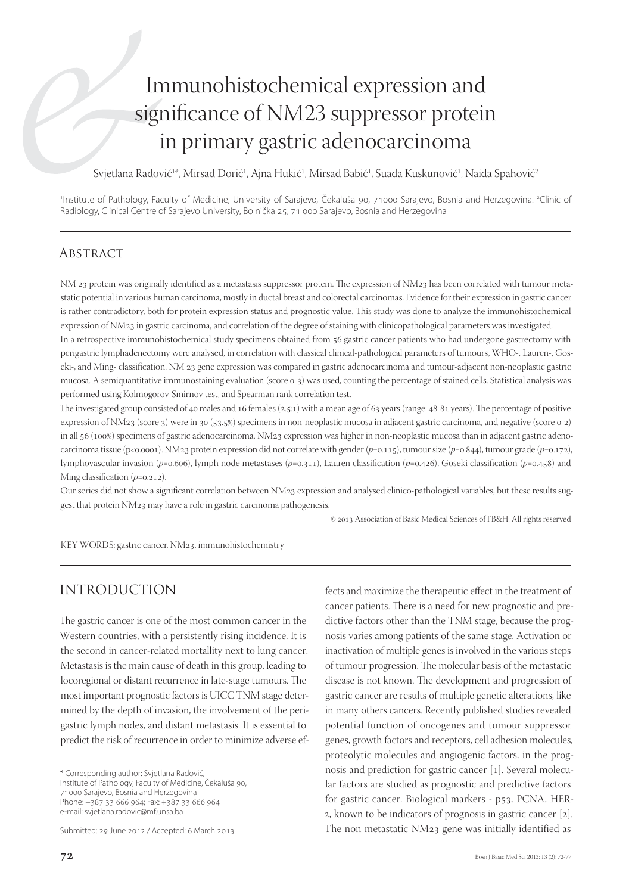# Immunohistochemical expression and significance of NM23 suppressor protein in primary gastric adenocarcinoma

Svjetlana Radović[1*], Mirsad Dorić[1], Ajna Hukić[1], Mirsad Babić[1], Suada Kuskunović[1], Naida Spahović[2]

[1]Institute of Pathology, Faculty of Medicine, University of Sarajevo, Čekaluša 90, 71000 Sarajevo, Bosnia and Herzegovina. [2]Clinic of Radiology, Clinical Centre of Sarajevo University, Bolnička 25, 71 000 Sarajevo, Bosnia and Herzegovina

## Abstract

NM 23 protein was originally identified as a metastasis suppressor protein. The expression of NM23 has been correlated with tumour metastatic potential in various human carcinoma, mostly in ductal breast and colorectal carcinomas. Evidence for their expression in gastric cancer is rather contradictory, both for protein expression status and prognostic value. This study was done to analyze the immunohistochemical expression of NM23 in gastric carcinoma, and correlation of the degree of staining with clinicopathological parameters was investigated.

In a retrospective immunohistochemical study specimens obtained from 56 gastric cancer patients who had undergone gastrectomy with perigastric lymphadenectomy were analysed, in correlation with classical clinical-pathological parameters of tumours, WHO-, Lauren-, Goseki-, and Ming- classification. NM 23 gene expression was compared in gastric adenocarcinoma and tumour-adjacent non-neoplastic gastric mucosa. A semiquantitative immunostaining evaluation (score 0-3) was used, counting the percentage of stained cells. Statistical analysis was performed using Kolmogorov-Smirnov test, and Spearman rank correlation test.

The investigated group consisted of 40 males and 16 females (2.5:1) with a mean age of 63 years (range: 48-81 years). The percentage of positive expression of NM23 (score 3) were in 30 (53.5%) specimens in non-neoplastic mucosa in adjacent gastric carcinoma, and negative (score 0-2) in all 56 (100%) specimens of gastric adenocarcinoma. NM23 expression was higher in non-neoplastic mucosa than in adjacent gastric adenocarcinoma tissue ($p<0.0001$). NM23 protein expression did not correlate with gender ($p=0.115$), tumour size ($p=0.844$), tumour grade ($p=0.172$), lymphovascular invasion ($p=0.606$), lymph node metastases ($p=0.311$), Lauren classification ($p=0.426$), Goseki classification ($p=0.458$) and Ming classification ($p=0.212$).

Our series did not show a significant correlation between NM23 expression and analysed clinico-pathological variables, but these results suggest that protein NM23 may have a role in gastric carcinoma pathogenesis.

© 2013 Association of Basic Medical Sciences of FB&H. All rights reserved

KEY WORDS: gastric cancer, NM23, immunohistochemistry

## INTRODUCTION

The gastric cancer is one of the most common cancer in the Western countries, with a persistently rising incidence. It is the second in cancer-related mortallity next to lung cancer. Metastasis is the main cause of death in this group, leading to locoregional or distant recurrence in late-stage tumours. The most important prognostic factors is UICC TNM stage determined by the depth of invasion, the involvement of the perigastric lymph nodes, and distant metastasis. It is essential to predict the risk of recurrence in order to minimize adverse effects and maximize the therapeutic effect in the treatment of cancer patients. There is a need for new prognostic and predictive factors other than the TNM stage, because the prognosis varies among patients of the same stage. Activation or inactivation of multiple genes is involved in the various steps of tumour progression. The molecular basis of the metastatic disease is not known. The development and progression of gastric cancer are results of multiple genetic alterations, like in many others cancers. Recently published studies revealed potential function of oncogenes and tumour suppressor genes, growth factors and receptors, cell adhesion molecules, proteolytic molecules and angiogenic factors, in the prognosis and prediction for gastric cancer [1]. Several molecular factors are studied as prognostic and predictive factors for gastric cancer. Biological markers - p53, PCNA, HER-2, known to be indicators of prognosis in gastric cancer [2]. The non metastatic NM23 gene was initially identified as

\* Corresponding author: Svjetlana Radović,
Institute of Pathology, Faculty of Medicine, Čekaluša 90,
71000 Sarajevo, Bosnia and Herzegovina
Phone: +387 33 666 964; Fax: +387 33 666 964
e-mail: svjetlana.radovic@mf.unsa.ba

Submitted: 29 June 2012 / Accepted: 6 March 2013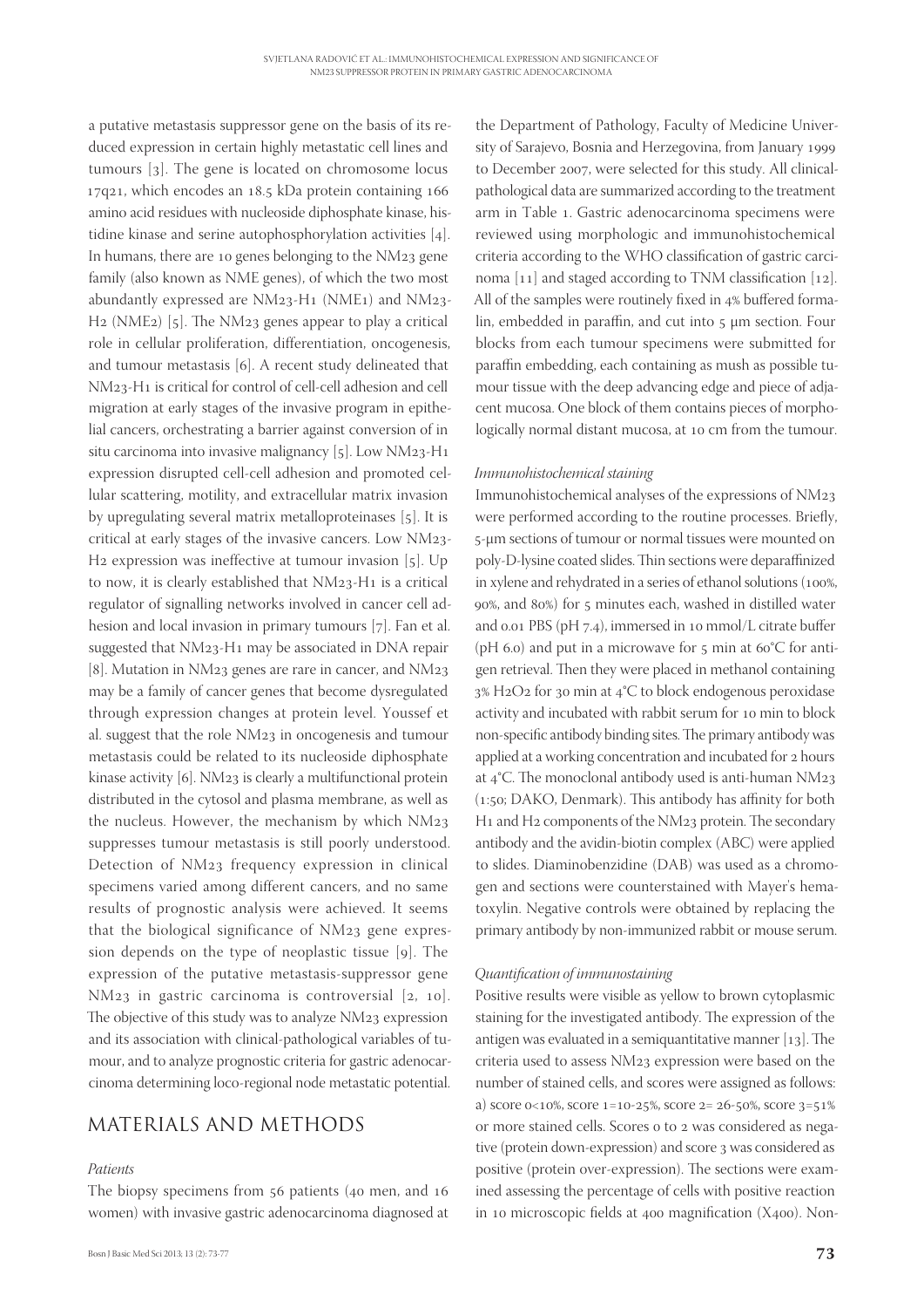a putative metastasis suppressor gene on the basis of its reduced expression in certain highly metastatic cell lines and tumours [3]. The gene is located on chromosome locus 17q21, which encodes an 18.5 kDa protein containing 166 amino acid residues with nucleoside diphosphate kinase, histidine kinase and serine autophosphorylation activities [4]. In humans, there are 10 genes belonging to the NM23 gene family (also known as NME genes), of which the two most abundantly expressed are NM23-H1 (NME1) and NM23-H2 (NME2) [5]. The NM23 genes appear to play a critical role in cellular proliferation, differentiation, oncogenesis, and tumour metastasis [6]. A recent study delineated that NM23-H1 is critical for control of cell-cell adhesion and cell migration at early stages of the invasive program in epithelial cancers, orchestrating a barrier against conversion of in situ carcinoma into invasive malignancy [5]. Low NM23-H1 expression disrupted cell-cell adhesion and promoted cellular scattering, motility, and extracellular matrix invasion by upregulating several matrix metalloproteinases [5]. It is critical at early stages of the invasive cancers. Low NM23-H2 expression was ineffective at tumour invasion [5]. Up to now, it is clearly established that NM23-H1 is a critical regulator of signalling networks involved in cancer cell adhesion and local invasion in primary tumours [7]. Fan et al. suggested that NM23-H1 may be associated in DNA repair [8]. Mutation in NM23 genes are rare in cancer, and NM23 may be a family of cancer genes that become dysregulated through expression changes at protein level. Youssef et al. suggest that the role NM23 in oncogenesis and tumour metastasis could be related to its nucleoside diphosphate kinase activity [6]. NM23 is clearly a multifunctional protein distributed in the cytosol and plasma membrane, as well as the nucleus. However, the mechanism by which NM23 suppresses tumour metastasis is still poorly understood. Detection of NM23 frequency expression in clinical specimens varied among different cancers, and no same results of prognostic analysis were achieved. It seems that the biological significance of NM23 gene expression depends on the type of neoplastic tissue [9]. The expression of the putative metastasis-suppressor gene NM23 in gastric carcinoma is controversial [2, 10]. The objective of this study was to analyze NM23 expression and its association with clinical-pathological variables of tumour, and to analyze prognostic criteria for gastric adenocarcinoma determining loco-regional node metastatic potential.

## MATERIALS AND METHODS

### *Patients*

The biopsy specimens from 56 patients (40 men, and 16 women) with invasive gastric adenocarcinoma diagnosed at the Department of Pathology, Faculty of Medicine University of Sarajevo, Bosnia and Herzegovina, from January 1999 to December 2007, were selected for this study. All clinical-pathological data are summarized according to the treatment arm in Table 1. Gastric adenocarcinoma specimens were reviewed using morphologic and immunohistochemical criteria according to the WHO classification of gastric carcinoma [11] and staged according to TNM classification [12]. All of the samples were routinely fixed in 4% buffered formalin, embedded in paraffin, and cut into 5 µm section. Four blocks from each tumour specimens were submitted for paraffin embedding, each containing as mush as possible tumour tissue with the deep advancing edge and piece of adjacent mucosa. One block of them contains pieces of morphologically normal distant mucosa, at 10 cm from the tumour.

### *Immunohistochemical staining*

Immunohistochemical analyses of the expressions of NM23 were performed according to the routine processes. Briefly, 5-µm sections of tumour or normal tissues were mounted on poly-D-lysine coated slides. Thin sections were deparaffinized in xylene and rehydrated in a series of ethanol solutions (100%, 90%, and 80%) for 5 minutes each, washed in distilled water and 0.01 PBS (pH 7.4), immersed in 10 mmol/L citrate buffer (pH 6.0) and put in a microwave for 5 min at 60°C for antigen retrieval. Then they were placed in methanol containing 3% $H_2O_2$ for 30 min at 4°C to block endogenous peroxidase activity and incubated with rabbit serum for 10 min to block non-specific antibody binding sites. The primary antibody was applied at a working concentration and incubated for 2 hours at 4°C. The monoclonal antibody used is anti-human NM23 (1:50; DAKO, Denmark). This antibody has affinity for both H1 and H2 components of the NM23 protein. The secondary antibody and the avidin-biotin complex (ABC) were applied to slides. Diaminobenzenidine (DAB) was used as a chromogen and sections were counterstained with Mayer's hematoxylin. Negative controls were obtained by replacing the primary antibody by non-immunized rabbit or mouse serum.

### *Quantification of immunostaining*

Positive results were visible as yellow to brown cytoplasmic staining for the investigated antibody. The expression of the antigen was evaluated in a semiquantitative manner [13]. The criteria used to assess NM23 expression were based on the number of stained cells, and scores were assigned as follows: a) score 0<10%, score 1=10-25%, score 2= 26-50%, score 3=51% or more stained cells. Scores 0 to 2 was considered as negative (protein down-expression) and score 3 was considered as positive (protein over-expression). The sections were examined assessing the percentage of cells with positive reaction in 10 microscopic fields at 400 magnification (X400). Non-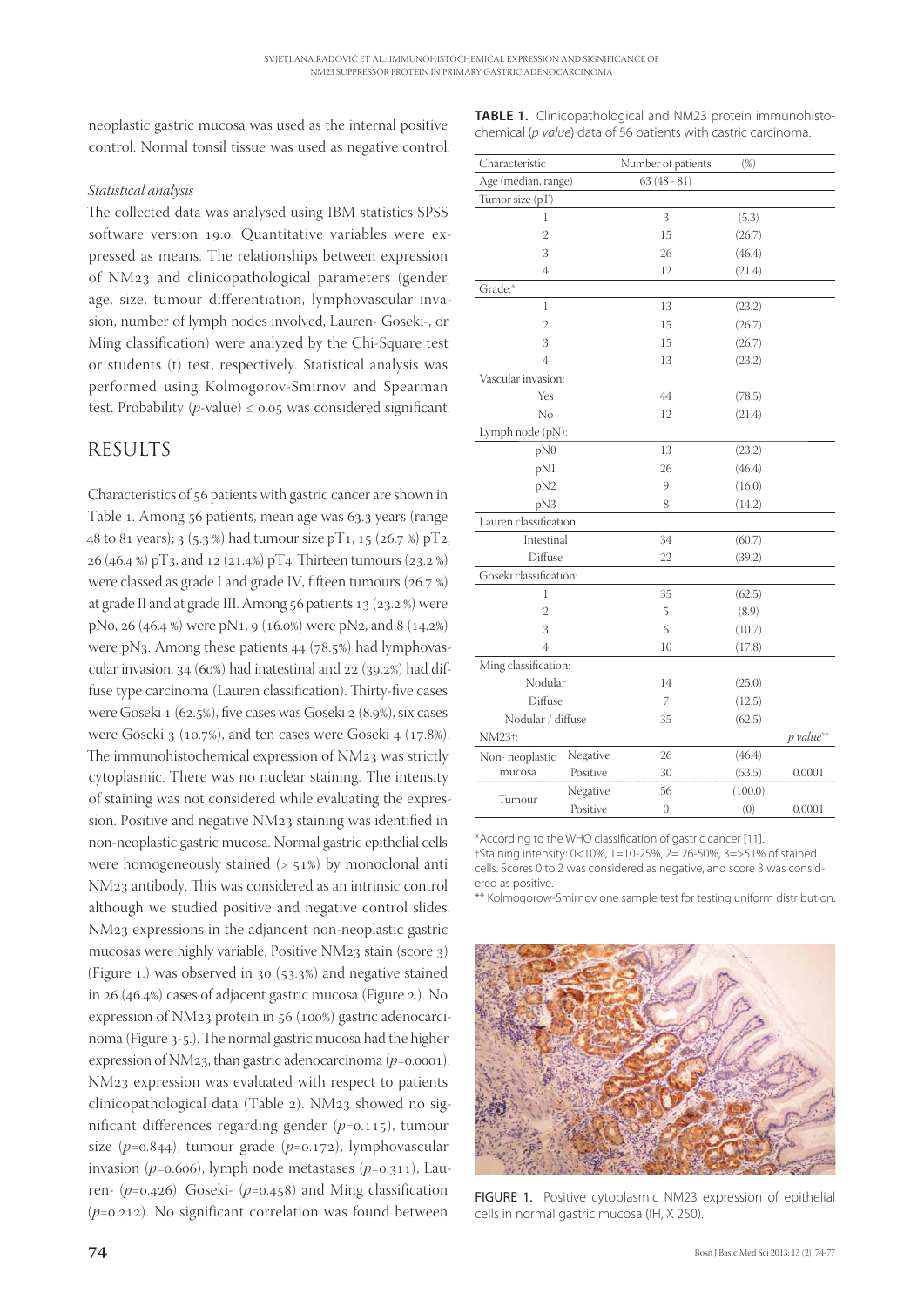neoplastic gastric mucosa was used as the internal positive control. Normal tonsil tissue was used as negative control.

*Statistical analysis*

The collected data was analysed using IBM statistics SPSS software version 19.0. Quantitative variables were expressed as means. The relationships between expression of NM23 and clinicopathological parameters (gender, age, size, tumour differentiation, lymphovascular invasion, number of lymph nodes involved, Lauren- Goseki-, or Ming classification) were analyzed by the Chi-Square test or students (t) test, respectively. Statistical analysis was performed using Kolmogorov-Smirnov and Spearman test. Probability ($p$-value) ≤ 0.05 was considered significant.

## RESULTS

Characteristics of 56 patients with gastric cancer are shown in Table 1. Among 56 patients, mean age was 63.3 years (range 48 to 81 years); 3 (5.3 %) had tumour size pT1, 15 (26.7 %) pT2, 26 (46.4 %) pT3, and 12 (21.4%) pT4. Thirteen tumours (23.2 %) were classed as grade I and grade IV, fifteen tumours (26.7 %) at grade II and at grade III. Among 56 patients 13 (23.2 %) were pN0, 26 (46.4 %) were pN1, 9 (16.0%) were pN2, and 8 (14.2%) were pN3. Among these patients 44 (78.5%) had lymphovascular invasion, 34 (60%) had inatestinal and 22 (39.2%) had diffuse type carcinoma (Lauren classification). Thirty-five cases were Goseki 1 (62.5%), five cases was Goseki 2 (8.9%), six cases were Goseki 3 (10.7%), and ten cases were Goseki 4 (17.8%). The immunohistochemical expression of NM23 was strictly cytoplasmic. There was no nuclear staining. The intensity of staining was not considered while evaluating the expression. Positive and negative NM23 staining was identified in non-neoplastic gastric mucosa. Normal gastric epithelial cells were homogeneously stained (> 51%) by monoclonal anti NM23 antibody. This was considered as an intrinsic control although we studied positive and negative control slides. NM23 expressions in the adjancent non-neoplastic gastric mucosas were highly variable. Positive NM23 stain (score 3) (Figure 1.) was observed in 30 (53.3%) and negative stained in 26 (46.4%) cases of adjacent gastric mucosa (Figure 2.). No expression of NM23 protein in 56 (100%) gastric adenocarcinoma (Figure 3-5.). The normal gastric mucosa had the higher expression of NM23, than gastric adenocarcinoma ($p$=0.0001). NM23 expression was evaluated with respect to patients clinicopathological data (Table 2). NM23 showed no significant differences regarding gender ($p$=0.115), tumour size ($p$=0.844), tumour grade ($p$=0.172), lymphovascular invasion ($p$=0.606), lymph node metastases ($p$=0.311), Lauren- ($p$=0.426), Goseki- ($p$=0.458) and Ming classification ($p$=0.212). No significant correlation was found between

**TABLE 1.** Clinicopathological and NM23 protein immunohistochemical (*p value*) data of 56 patients with castric carcinoma.

| Characteristic | | Number of patients | (%) | |
|---|---|---|---|---|
| Age (median, range) | | 63 (48 - 81) | | |
| Tumor size (pT) | | | | |
| 1 | | 3 | (5.3) | |
| 2 | | 15 | (26.7) | |
| 3 | | 26 | (46.4) | |
| 4 | | 12 | (21.4) | |
| Grade:* | | | | |
| 1 | | 13 | (23.2) | |
| 2 | | 15 | (26.7) | |
| 3 | | 15 | (26.7) | |
| 4 | | 13 | (23.2) | |
| Vascular invasion: | | | | |
| Yes | | 44 | (78.5) | |
| No | | 12 | (21.4) | |
| Lymph node (pN): | | | | |
| pN0 | | 13 | (23.2) | |
| pN1 | | 26 | (46.4) | |
| pN2 | | 9 | (16.0) | |
| pN3 | | 8 | (14.2) | |
| Lauren classification: | | | | |
| Intestinal | | 34 | (60.7) | |
| Diffuse | | 22 | (39.2) | |
| Goseki classification: | | | | |
| 1 | | 35 | (62.5) | |
| 2 | | 5 | (8.9) | |
| 3 | | 6 | (10.7) | |
| 4 | | 10 | (17.8) | |
| Ming classification: | | | | |
| Nodular | | 14 | (25.0) | |
| Diffuse | | 7 | (12.5) | |
| Nodular / diffuse | | 35 | (62.5) | |
| NM23†: | | | | *p value*** |
| Non- neoplastic mucosa | Negative | 26 | (46.4) | |
| | Positive | 30 | (53.5) | 0.0001 |
| Tumour | Negative | 56 | (100.0) | |
| | Positive | 0 | (0) | 0.0001 |

*According to the WHO classification of gastric cancer [11].
†Staining intensity: 0<10%, 1=10-25%, 2= 26-50%, 3=>51% of stained cells. Scores 0 to 2 was considered as negative, and score 3 was considered as positive.
** Kolmogorow-Smirnov one sample test for testing uniform distribution.

FIGURE 1. Positive cytoplasmic NM23 expression of epithelial cells in normal gastric mucosa (IH, X 250).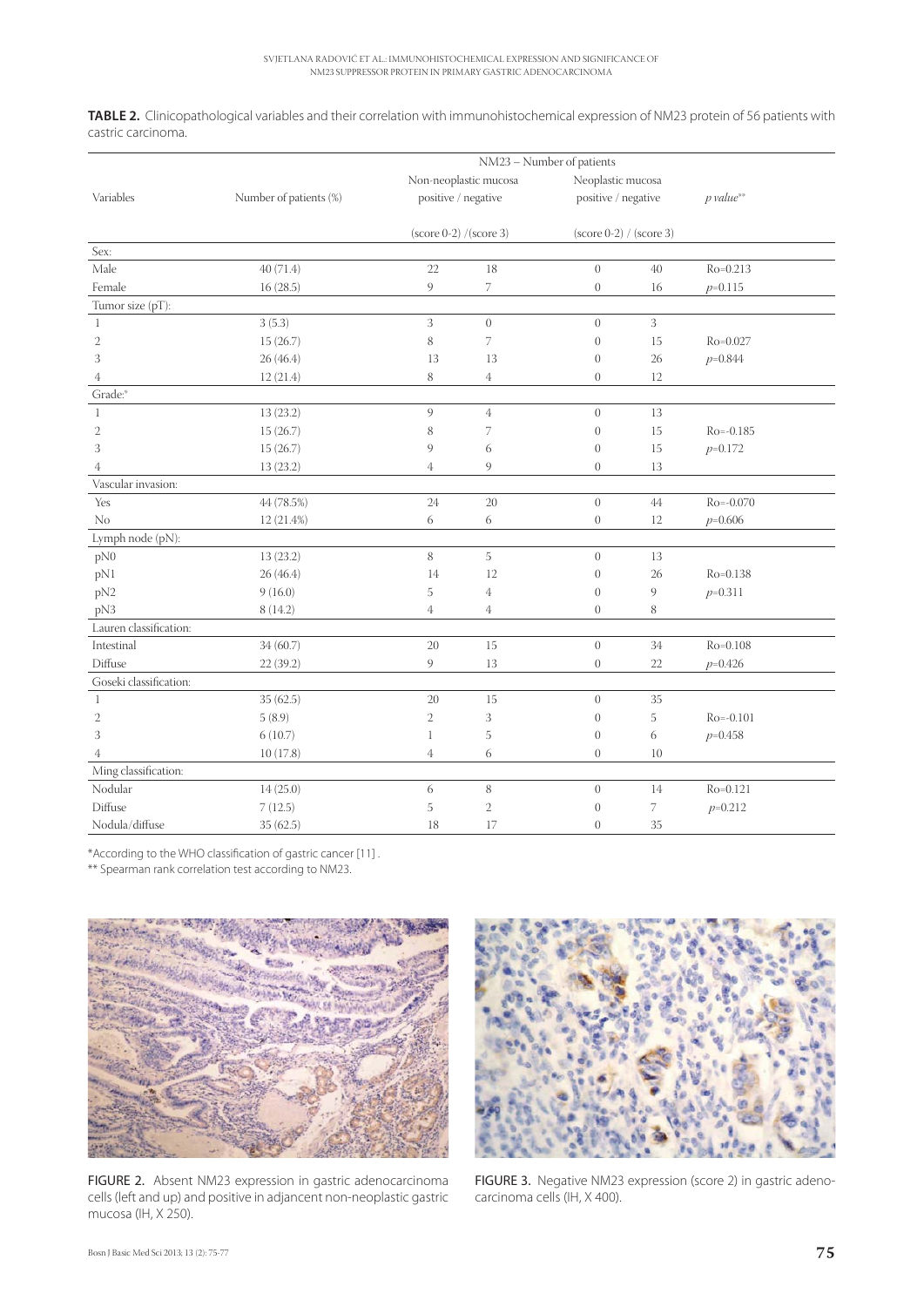**TABLE 2.** Clinicopathological variables and their correlation with immunohistochemical expression of NM23 protein of 56 patients with castric carcinoma.

| Variables | Number of patients (%) | NM23 – Number of patients | | | | |
|---|---|---|---|---|---|---|
| | | Non-neoplastic mucosa positive / negative | | Neoplastic mucosa positive / negative | | *p value*** |
| | | (score 0-2) /(score 3) | | (score 0-2) / (score 3) | | |
| Sex: | | | | | | |
| Male | 40 (71.4) | 22 | 18 | 0 | 40 | Ro=0.213 |
| Female | 16 (28.5) | 9 | 7 | 0 | 16 | *p*=0.115 |
| Tumor size (pT): | | | | | | |
| 1 | 3 (5.3) | 3 | 0 | 0 | 3 | |
| 2 | 15 (26.7) | 8 | 7 | 0 | 15 | Ro=0.027 |
| 3 | 26 (46.4) | 13 | 13 | 0 | 26 | *p*=0.844 |
| 4 | 12 (21.4) | 8 | 4 | 0 | 12 | |
| Grade:* | | | | | | |
| 1 | 13 (23.2) | 9 | 4 | 0 | 13 | |
| 2 | 15 (26.7) | 8 | 7 | 0 | 15 | Ro=-0.185 |
| 3 | 15 (26.7) | 9 | 6 | 0 | 15 | *p*=0.172 |
| 4 | 13 (23.2) | 4 | 9 | 0 | 13 | |
| Vascular invasion: | | | | | | |
| Yes | 44 (78.5%) | 24 | 20 | 0 | 44 | Ro=-0.070 |
| No | 12 (21.4%) | 6 | 6 | 0 | 12 | *p*=0.606 |
| Lymph node (pN): | | | | | | |
| pN0 | 13 (23.2) | 8 | 5 | 0 | 13 | |
| pN1 | 26 (46.4) | 14 | 12 | 0 | 26 | Ro=0.138 |
| pN2 | 9 (16.0) | 5 | 4 | 0 | 9 | *p*=0.311 |
| pN3 | 8 (14.2) | 4 | 4 | 0 | 8 | |
| Lauren classification: | | | | | | |
| Intestinal | 34 (60.7) | 20 | 15 | 0 | 34 | Ro=0.108 |
| Diffuse | 22 (39.2) | 9 | 13 | 0 | 22 | *p*=0.426 |
| Goseki classification: | | | | | | |
| 1 | 35 (62.5) | 20 | 15 | 0 | 35 | |
| 2 | 5 (8.9) | 2 | 3 | 0 | 5 | Ro=-0.101 |
| 3 | 6 (10.7) | 1 | 5 | 0 | 6 | *p*=0.458 |
| 4 | 10 (17.8) | 4 | 6 | 0 | 10 | |
| Ming classification: | | | | | | |
| Nodular | 14 (25.0) | 6 | 8 | 0 | 14 | Ro=0.121 |
| Diffuse | 7 (12.5) | 5 | 2 | 0 | 7 | *p*=0.212 |
| Nodula/diffuse | 35 (62.5) | 18 | 17 | 0 | 35 | |

*According to the WHO classification of gastric cancer [11] .

** Spearman rank correlation test according to NM23.

FIGURE 2. Absent NM23 expression in gastric adenocarcinoma cells (left and up) and positive in adjancent non-neoplastic gastric mucosa (IH, X 250).

FIGURE 3. Negative NM23 expression (score 2) in gastric adenocarcinoma cells (IH, X 400).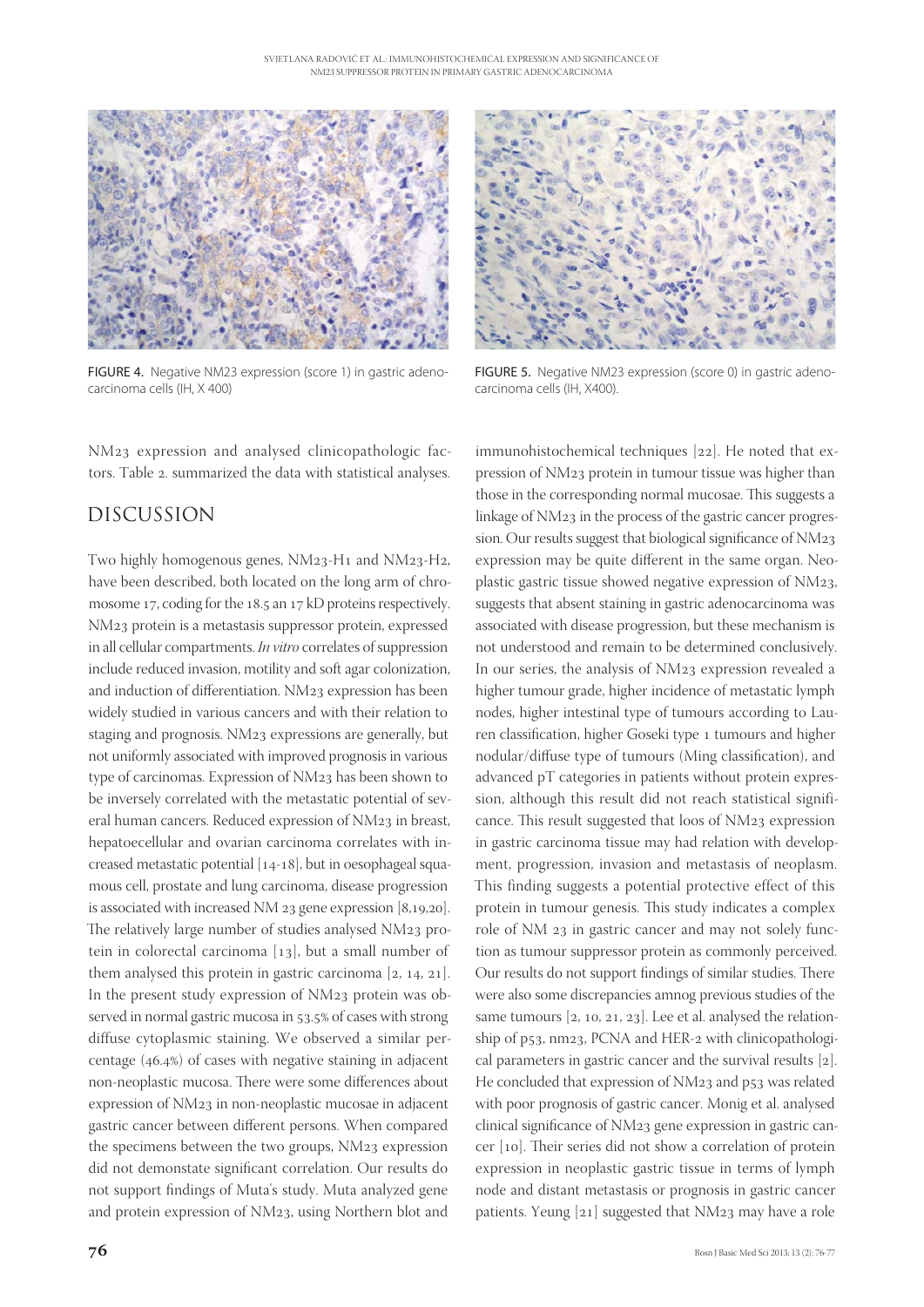FIGURE 4. Negative NM23 expression (score 1) in gastric adenocarcinoma cells (IH, X 400)

FIGURE 5. Negative NM23 expression (score 0) in gastric adenocarcinoma cells (IH, X400).

NM23 expression and analysed clinicopathologic factors. Table 2. summarized the data with statistical analyses.

## DISCUSSION

Two highly homogenous genes, NM23-H1 and NM23-H2, have been described, both located on the long arm of chromosome 17, coding for the 18.5 an 17 kD proteins respectively. NM23 protein is a metastasis suppressor protein, expressed in all cellular compartments. *In vitro* correlates of suppression include reduced invasion, motility and soft agar colonization, and induction of differentiation. NM23 expression has been widely studied in various cancers and with their relation to staging and prognosis. NM23 expressions are generally, but not uniformly associated with improved prognosis in various type of carcinomas. Expression of NM23 has been shown to be inversely correlated with the metastatic potential of several human cancers. Reduced expression of NM23 in breast, hepatoecellular and ovarian carcinoma correlates with increased metastatic potential [14-18], but in oesophageal squamous cell, prostate and lung carcinoma, disease progression is associated with increased NM 23 gene expression [8,19,20]. The relatively large number of studies analysed NM23 protein in colorectal carcinoma [13], but a small number of them analysed this protein in gastric carcinoma [2, 14, 21]. In the present study expression of NM23 protein was observed in normal gastric mucosa in 53.5% of cases with strong diffuse cytoplasmic staining. We observed a similar percentage (46.4%) of cases with negative staining in adjacent non-neoplastic mucosa. There were some differences about expression of NM23 in non-neoplastic mucosae in adjacent gastric cancer between different persons. When compared the specimens between the two groups, NM23 expression did not demonstate significant correlation. Our results do not support findings of Muta's study. Muta analyzed gene and protein expression of NM23, using Northern blot and immunohistochemical techniques [22]. He noted that expression of NM23 protein in tumour tissue was higher than those in the corresponding normal mucosae. This suggests a linkage of NM23 in the process of the gastric cancer progression. Our results suggest that biological significance of NM23 expression may be quite different in the same organ. Neoplastic gastric tissue showed negative expression of NM23, suggests that absent staining in gastric adenocarcinoma was associated with disease progression, but these mechanism is not understood and remain to be determined conclusively. In our series, the analysis of NM23 expression revealed a higher tumour grade, higher incidence of metastatic lymph nodes, higher intestinal type of tumours according to Lauren classification, higher Goseki type 1 tumours and higher nodular/diffuse type of tumours (Ming classification), and advanced pT categories in patients without protein expression, although this result did not reach statistical significance. This result suggested that loos of NM23 expression in gastric carcinoma tissue may had relation with development, progression, invasion and metastasis of neoplasm. This finding suggests a potential protective effect of this protein in tumour genesis. This study indicates a complex role of NM 23 in gastric cancer and may not solely function as tumour suppressor protein as commonly perceived. Our results do not support findings of similar studies. There were also some discrepancies amnog previous studies of the same tumours [2, 10, 21, 23]. Lee et al. analysed the relationship of p53, nm23, PCNA and HER-2 with clinicopathological parameters in gastric cancer and the survival results [2]. He concluded that expression of NM23 and p53 was related with poor prognosis of gastric cancer. Monig et al. analysed clinical significance of NM23 gene expression in gastric cancer [10]. Their series did not show a correlation of protein expression in neoplastic gastric tissue in terms of lymph node and distant metastasis or prognosis in gastric cancer patients. Yeung [21] suggested that NM23 may have a role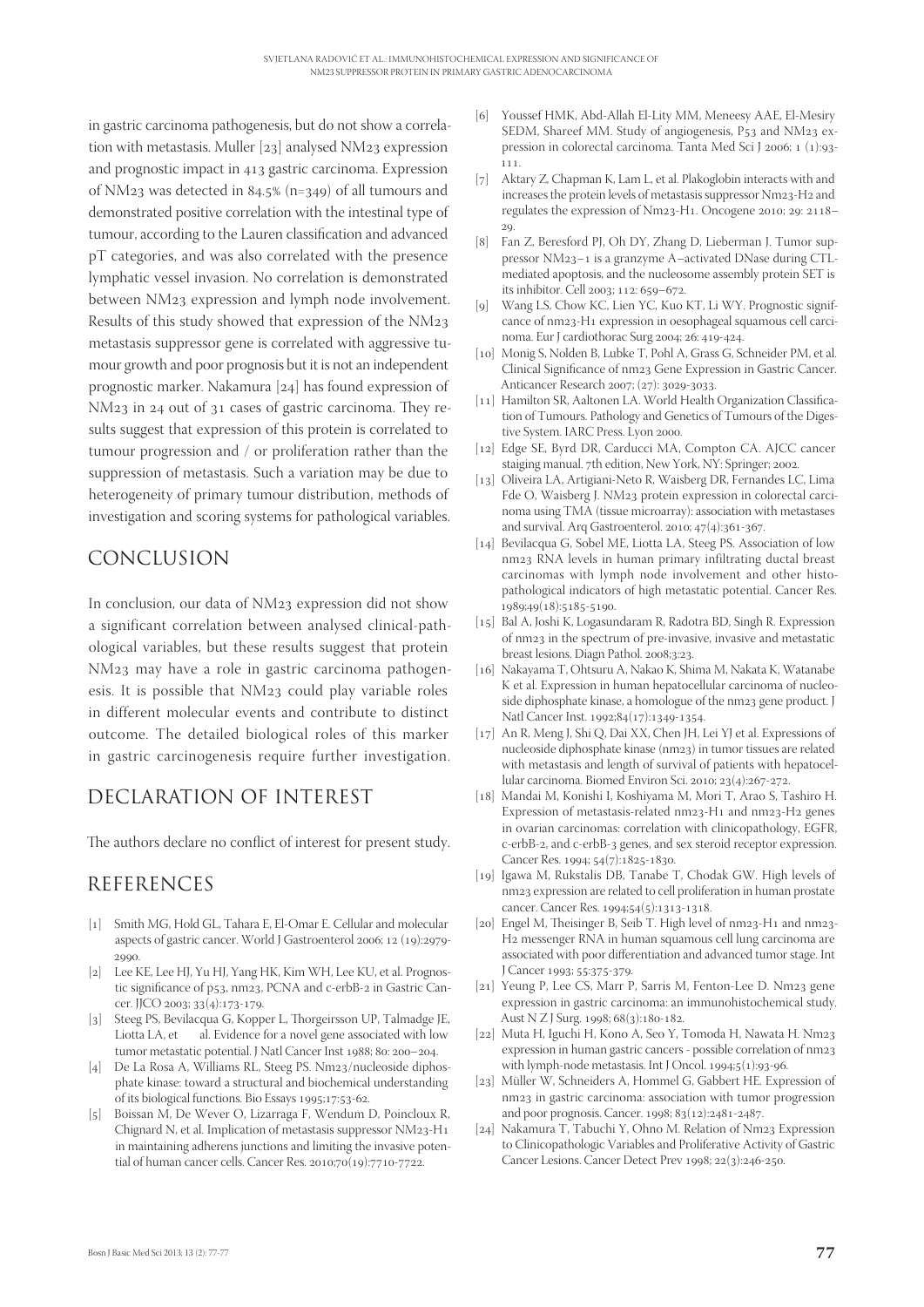in gastric carcinoma pathogenesis, but do not show a correlation with metastasis. Muller [23] analysed NM23 expression and prognostic impact in 413 gastric carcinoma. Expression of NM23 was detected in 84.5% (n=349) of all tumours and demonstrated positive correlation with the intestinal type of tumour, according to the Lauren classification and advanced pT categories, and was also correlated with the presence lymphatic vessel invasion. No correlation is demonstrated between NM23 expression and lymph node involvement. Results of this study showed that expression of the NM23 metastasis suppressor gene is correlated with aggressive tumour growth and poor prognosis but it is not an independent prognostic marker. Nakamura [24] has found expression of NM23 in 24 out of 31 cases of gastric carcinoma. They results suggest that expression of this protein is correlated to tumour progression and / or proliferation rather than the suppression of metastasis. Such a variation may be due to heterogeneity of primary tumour distribution, methods of investigation and scoring systems for pathological variables.

## CONCLUSION

In conclusion, our data of NM23 expression did not show a significant correlation between analysed clinical-pathological variables, but these results suggest that protein NM23 may have a role in gastric carcinoma pathogenesis. It is possible that NM23 could play variable roles in different molecular events and contribute to distinct outcome. The detailed biological roles of this marker in gastric carcinogenesis require further investigation.

## DECLARATION OF INTEREST

The authors declare no conflict of interest for present study.

## REFERENCES

[1] Smith MG, Hold GL, Tahara E, El-Omar E. Cellular and molecular aspects of gastric cancer. World J Gastroenterol 2006; 12 (19):2979-2990.

[2] Lee KE, Lee HJ, Yu HJ, Yang HK, Kim WH, Lee KU, et al. Prognostic significance of p53, nm23, PCNA and c-erbB-2 in Gastric Cancer. JJCO 2003; 33(4):173-179.

[3] Steeg PS, Bevilacqua G, Kopper L, Thorgeirsson UP, Talmadge JE, Liotta LA, et al. Evidence for a novel gene associated with low tumor metastatic potential. J Natl Cancer Inst 1988; 80: 200–204.

[4] De La Rosa A, Williams RL, Steeg PS. Nm23/nucleoside diphosphate kinase: toward a structural and biochemical understanding of its biological functions. Bio Essays 1995;17:53-62.

[5] Boissan M, De Wever O, Lizarraga F, Wendum D, Poincloux R, Chignard N, et al. Implication of metastasis suppressor NM23-H1 in maintaining adherens junctions and limiting the invasive potential of human cancer cells. Cancer Res. 2010;70(19):7710-7722.

[6] Youssef HMK, Abd-Allah El-Lity MM, Meneesy AAE, El-Mesiry SEDM, Shareef MM. Study of angiogenesis, P53 and NM23 expression in colorectal carcinoma. Tanta Med Sci J 2006; 1 (1):93-111.

[7] Aktary Z, Chapman K, Lam L, et al. Plakoglobin interacts with and increases the protein levels of metastasis suppressor Nm23-H2 and regulates the expression of Nm23-H1. Oncogene 2010; 29: 2118–29.

[8] Fan Z, Beresford PJ, Oh DY, Zhang D, Lieberman J. Tumor suppressor NM23–1 is a granzyme A–activated DNase during CTL-mediated apoptosis, and the nucleosome assembly protein SET is its inhibitor. Cell 2003; 112: 659–672.

[9] Wang LS, Chow KC, Lien YC, Kuo KT, Li WY. Prognostic signifcance of nm23-H1 expression in oesophageal squamous cell carcinoma. Eur J cardiothorac Surg 2004; 26: 419-424.

[10] Monig S, Nolden B, Lubke T, Pohl A, Grass G, Schneider PM, et al. Clinical Significance of nm23 Gene Expression in Gastric Cancer. Anticancer Research 2007; (27): 3029-3033.

[11] Hamilton SR, Aaltonen LA. World Health Organization Classification of Tumours. Pathology and Genetics of Tumours of the Digestive System. IARC Press. Lyon 2000.

[12] Edge SE, Byrd DR, Carducci MA, Compton CA. AJCC cancer staiging manual. 7th edition, New York, NY: Springer; 2002.

[13] Oliveira LA, Artigiani-Neto R, Waisberg DR, Fernandes LC, Lima Fde O, Waisberg J. NM23 protein expression in colorectal carcinoma using TMA (tissue microarray): association with metastases and survival. Arq Gastroenterol. 2010; 47(4):361-367.

[14] Bevilacqua G, Sobel ME, Liotta LA, Steeg PS. Association of low nm23 RNA levels in human primary infiltrating ductal breast carcinomas with lymph node involvement and other histopathological indicators of high metastatic potential. Cancer Res. 1989;49(18):5185-5190.

[15] Bal A, Joshi K, Logasundaram R, Radotra BD, Singh R. Expression of nm23 in the spectrum of pre-invasive, invasive and metastatic breast lesions. Diagn Pathol. 2008;3:23.

[16] Nakayama T, Ohtsuru A, Nakao K, Shima M, Nakata K, Watanabe K et al. Expression in human hepatocellular carcinoma of nucleoside diphosphate kinase, a homologue of the nm23 gene product. J Natl Cancer Inst. 1992;84(17):1349-1354.

[17] An R, Meng J, Shi Q, Dai XX, Chen JH, Lei YJ et al. Expressions of nucleoside diphosphate kinase (nm23) in tumor tissues are related with metastasis and length of survival of patients with hepatocellular carcinoma. Biomed Environ Sci. 2010; 23(4):267-272.

[18] Mandai M, Konishi I, Koshiyama M, Mori T, Arao S, Tashiro H. Expression of metastasis-related nm23-H1 and nm23-H2 genes in ovarian carcinomas: correlation with clinicopathology, EGFR, c-erbB-2, and c-erbB-3 genes, and sex steroid receptor expression. Cancer Res. 1994; 54(7):1825-1830.

[19] Igawa M, Rukstalis DB, Tanabe T, Chodak GW. High levels of nm23 expression are related to cell proliferation in human prostate cancer. Cancer Res. 1994;54(5):1313-1318.

[20] Engel M, Theisinger B, Seib T. High level of nm23-H1 and nm23-H2 messenger RNA in human squamous cell lung carcinoma are associated with poor differentiation and advanced tumor stage. Int J Cancer 1993; 55:375-379.

[21] Yeung P, Lee CS, Marr P, Sarris M, Fenton-Lee D. Nm23 gene expression in gastric carcinoma: an immunohistochemical study. Aust N Z J Surg. 1998; 68(3):180-182.

[22] Muta H, Iguchi H, Kono A, Seo Y, Tomoda H, Nawata H. Nm23 expression in human gastric cancers - possible correlation of nm23 with lymph-node metastasis. Int J Oncol. 1994;5(1):93-96.

[23] Müller W, Schneiders A, Hommel G, Gabbert HE. Expression of nm23 in gastric carcinoma: association with tumor progression and poor prognosis. Cancer. 1998; 83(12):2481-2487.

[24] Nakamura T, Tabuchi Y, Ohno M. Relation of Nm23 Expression to Clinicopathologic Variables and Proliferative Activity of Gastric Cancer Lesions. Cancer Detect Prev 1998; 22(3):246-250.